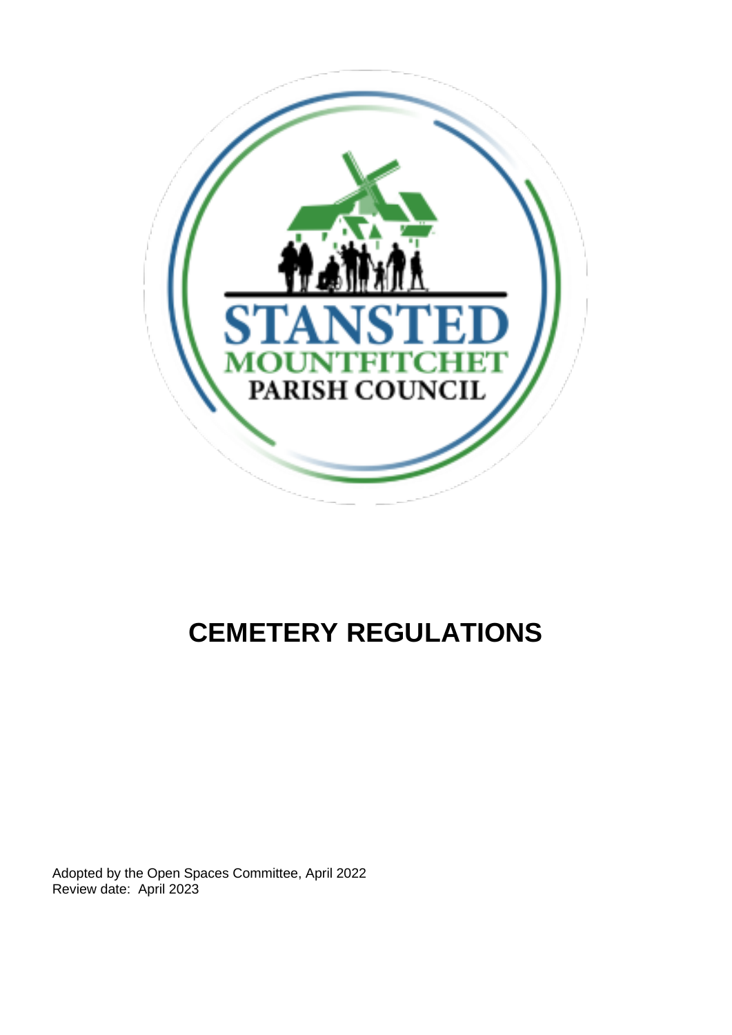# CEMETERY REGULATIONS

Adopted by the Open Spaces Committee, April 2022
Review date: April 2023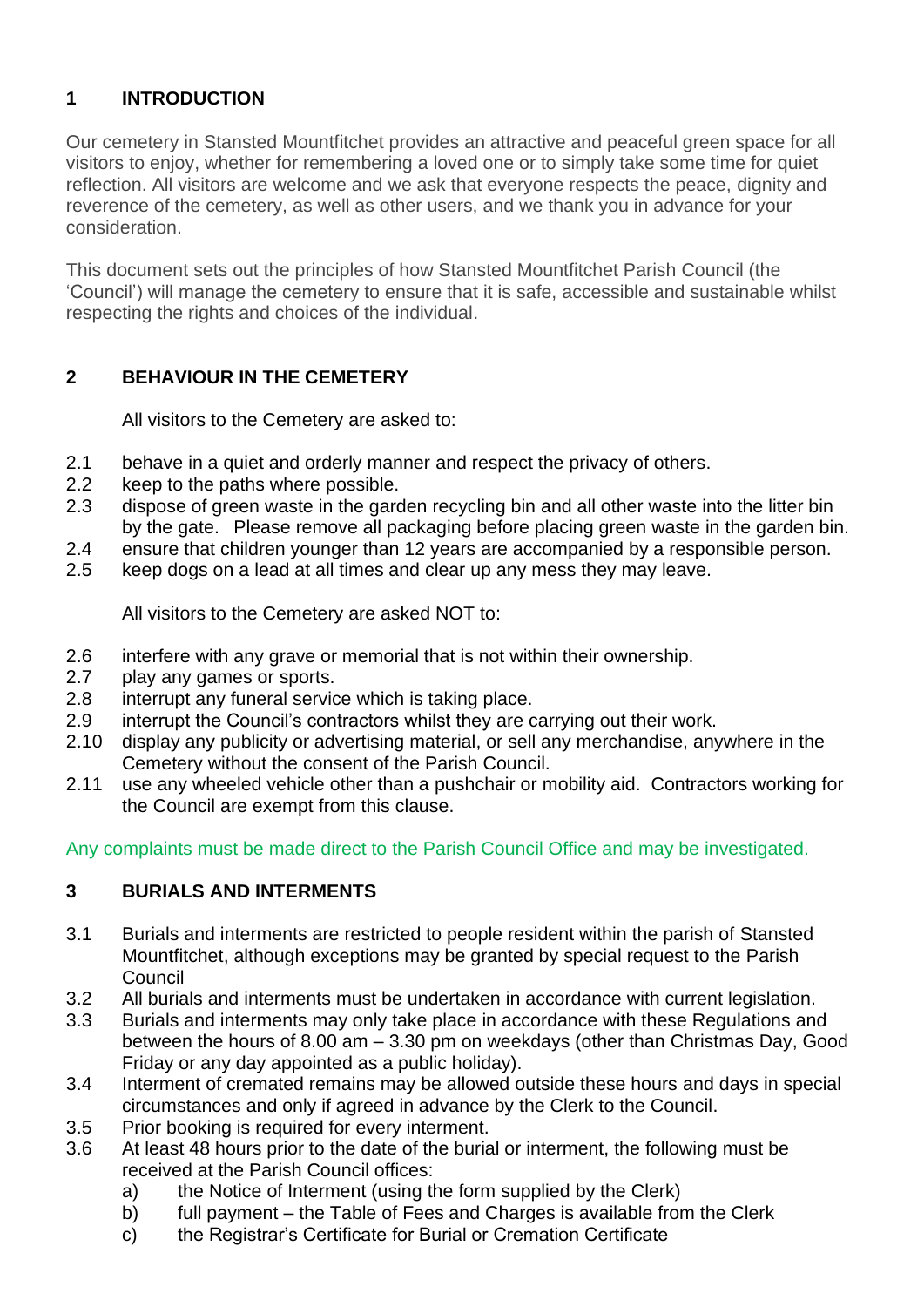## 1 INTRODUCTION

Our cemetery in Stansted Mountfitchet provides an attractive and peaceful green space for all visitors to enjoy, whether for remembering a loved one or to simply take some time for quiet reflection. All visitors are welcome and we ask that everyone respects the peace, dignity and reverence of the cemetery, as well as other users, and we thank you in advance for your consideration.

This document sets out the principles of how Stansted Mountfitchet Parish Council (the 'Council') will manage the cemetery to ensure that it is safe, accessible and sustainable whilst respecting the rights and choices of the individual.

## 2 BEHAVIOUR IN THE CEMETERY

All visitors to the Cemetery are asked to:

- 2.1 behave in a quiet and orderly manner and respect the privacy of others.
- 2.2 keep to the paths where possible.
- 2.3 dispose of green waste in the garden recycling bin and all other waste into the litter bin by the gate. Please remove all packaging before placing green waste in the garden bin.
- 2.4 ensure that children younger than 12 years are accompanied by a responsible person.
- 2.5 keep dogs on a lead at all times and clear up any mess they may leave.

All visitors to the Cemetery are asked NOT to:

- 2.6 interfere with any grave or memorial that is not within their ownership.
- 2.7 play any games or sports.
- 2.8 interrupt any funeral service which is taking place.
- 2.9 interrupt the Council's contractors whilst they are carrying out their work.
- 2.10 display any publicity or advertising material, or sell any merchandise, anywhere in the Cemetery without the consent of the Parish Council.
- 2.11 use any wheeled vehicle other than a pushchair or mobility aid. Contractors working for the Council are exempt from this clause.

Any complaints must be made direct to the Parish Council Office and may be investigated.

## 3 BURIALS AND INTERMENTS

- 3.1 Burials and interments are restricted to people resident within the parish of Stansted Mountfitchet, although exceptions may be granted by special request to the Parish Council
- 3.2 All burials and interments must be undertaken in accordance with current legislation.
- 3.3 Burials and interments may only take place in accordance with these Regulations and between the hours of 8.00 am – 3.30 pm on weekdays (other than Christmas Day, Good Friday or any day appointed as a public holiday).
- 3.4 Interment of cremated remains may be allowed outside these hours and days in special circumstances and only if agreed in advance by the Clerk to the Council.
- 3.5 Prior booking is required for every interment.
- 3.6 At least 48 hours prior to the date of the burial or interment, the following must be received at the Parish Council offices:
  - a) the Notice of Interment (using the form supplied by the Clerk)
  - b) full payment – the Table of Fees and Charges is available from the Clerk
  - c) the Registrar's Certificate for Burial or Cremation Certificate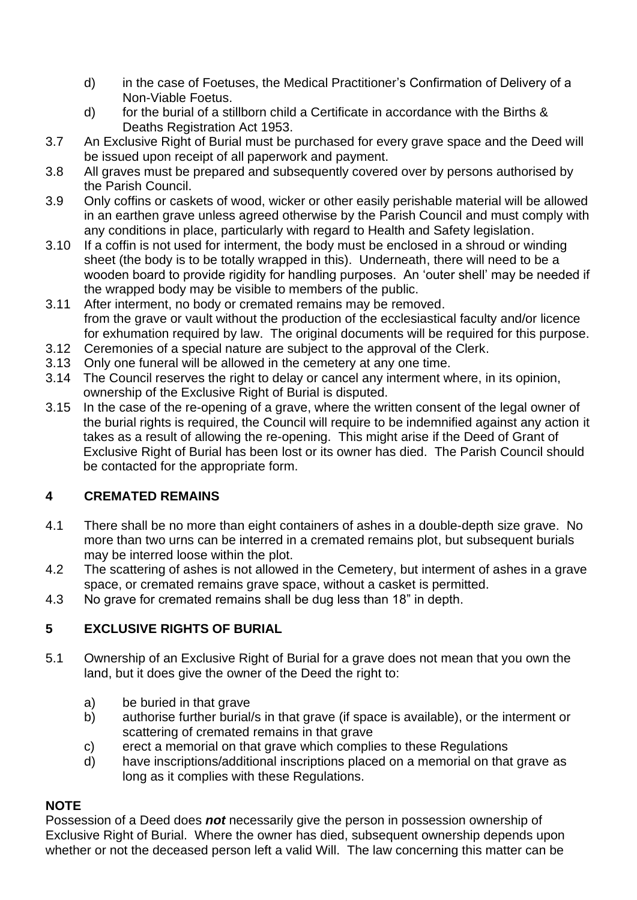d) in the case of Foetuses, the Medical Practitioner's Confirmation of Delivery of a Non-Viable Foetus.

d) for the burial of a stillborn child a Certificate in accordance with the Births & Deaths Registration Act 1953.

3.7 An Exclusive Right of Burial must be purchased for every grave space and the Deed will be issued upon receipt of all paperwork and payment.

3.8 All graves must be prepared and subsequently covered over by persons authorised by the Parish Council.

3.9 Only coffins or caskets of wood, wicker or other easily perishable material will be allowed in an earthen grave unless agreed otherwise by the Parish Council and must comply with any conditions in place, particularly with regard to Health and Safety legislation.

3.10 If a coffin is not used for interment, the body must be enclosed in a shroud or winding sheet (the body is to be totally wrapped in this). Underneath, there will need to be a wooden board to provide rigidity for handling purposes. An 'outer shell' may be needed if the wrapped body may be visible to members of the public.

3.11 After interment, no body or cremated remains may be removed.
from the grave or vault without the production of the ecclesiastical faculty and/or licence for exhumation required by law. The original documents will be required for this purpose.

3.12 Ceremonies of a special nature are subject to the approval of the Clerk.

3.13 Only one funeral will be allowed in the cemetery at any one time.

3.14 The Council reserves the right to delay or cancel any interment where, in its opinion, ownership of the Exclusive Right of Burial is disputed.

3.15 In the case of the re-opening of a grave, where the written consent of the legal owner of the burial rights is required, the Council will require to be indemnified against any action it takes as a result of allowing the re-opening. This might arise if the Deed of Grant of Exclusive Right of Burial has been lost or its owner has died. The Parish Council should be contacted for the appropriate form.

## 4 CREMATED REMAINS

4.1 There shall be no more than eight containers of ashes in a double-depth size grave. No more than two urns can be interred in a cremated remains plot, but subsequent burials may be interred loose within the plot.

4.2 The scattering of ashes is not allowed in the Cemetery, but interment of ashes in a grave space, or cremated remains grave space, without a casket is permitted.

4.3 No grave for cremated remains shall be dug less than 18" in depth.

## 5 EXCLUSIVE RIGHTS OF BURIAL

5.1 Ownership of an Exclusive Right of Burial for a grave does not mean that you own the land, but it does give the owner of the Deed the right to:

a) be buried in that grave
b) authorise further burial/s in that grave (if space is available), or the interment or scattering of cremated remains in that grave
c) erect a memorial on that grave which complies to these Regulations
d) have inscriptions/additional inscriptions placed on a memorial on that grave as long as it complies with these Regulations.

**NOTE**

Possession of a Deed does ***not*** necessarily give the person in possession ownership of Exclusive Right of Burial. Where the owner has died, subsequent ownership depends upon whether or not the deceased person left a valid Will. The law concerning this matter can be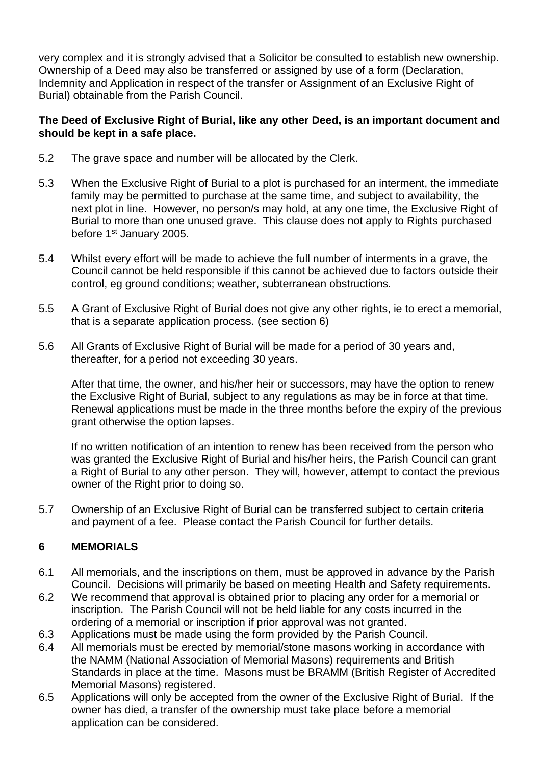very complex and it is strongly advised that a Solicitor be consulted to establish new ownership. Ownership of a Deed may also be transferred or assigned by use of a form (Declaration, Indemnity and Application in respect of the transfer or Assignment of an Exclusive Right of Burial) obtainable from the Parish Council.

**The Deed of Exclusive Right of Burial, like any other Deed, is an important document and should be kept in a safe place.**

5.2 The grave space and number will be allocated by the Clerk.

5.3 When the Exclusive Right of Burial to a plot is purchased for an interment, the immediate family may be permitted to purchase at the same time, and subject to availability, the next plot in line. However, no person/s may hold, at any one time, the Exclusive Right of Burial to more than one unused grave. This clause does not apply to Rights purchased before 1st January 2005.

5.4 Whilst every effort will be made to achieve the full number of interments in a grave, the Council cannot be held responsible if this cannot be achieved due to factors outside their control, eg ground conditions; weather, subterranean obstructions.

5.5 A Grant of Exclusive Right of Burial does not give any other rights, ie to erect a memorial, that is a separate application process. (see section 6)

5.6 All Grants of Exclusive Right of Burial will be made for a period of 30 years and, thereafter, for a period not exceeding 30 years.

After that time, the owner, and his/her heir or successors, may have the option to renew the Exclusive Right of Burial, subject to any regulations as may be in force at that time. Renewal applications must be made in the three months before the expiry of the previous grant otherwise the option lapses.

If no written notification of an intention to renew has been received from the person who was granted the Exclusive Right of Burial and his/her heirs, the Parish Council can grant a Right of Burial to any other person. They will, however, attempt to contact the previous owner of the Right prior to doing so.

5.7 Ownership of an Exclusive Right of Burial can be transferred subject to certain criteria and payment of a fee. Please contact the Parish Council for further details.

## 6 MEMORIALS

6.1 All memorials, and the inscriptions on them, must be approved in advance by the Parish Council. Decisions will primarily be based on meeting Health and Safety requirements.

6.2 We recommend that approval is obtained prior to placing any order for a memorial or inscription. The Parish Council will not be held liable for any costs incurred in the ordering of a memorial or inscription if prior approval was not granted.

6.3 Applications must be made using the form provided by the Parish Council.

6.4 All memorials must be erected by memorial/stone masons working in accordance with the NAMM (National Association of Memorial Masons) requirements and British Standards in place at the time. Masons must be BRAMM (British Register of Accredited Memorial Masons) registered.

6.5 Applications will only be accepted from the owner of the Exclusive Right of Burial. If the owner has died, a transfer of the ownership must take place before a memorial application can be considered.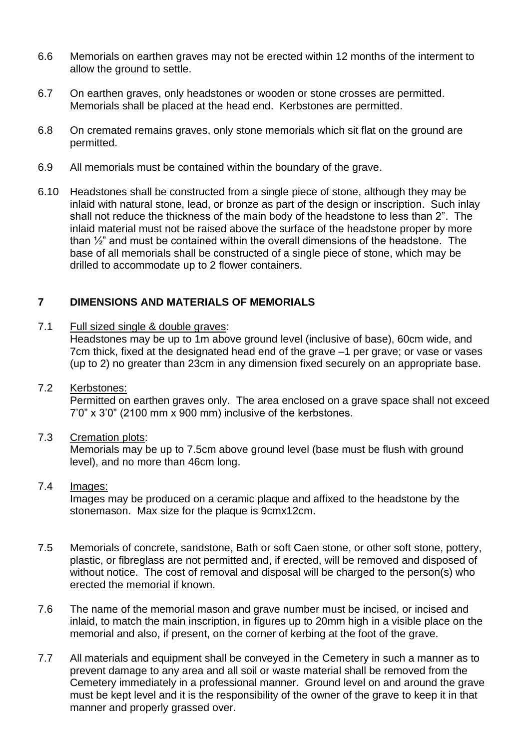6.6 Memorials on earthen graves may not be erected within 12 months of the interment to allow the ground to settle.

6.7 On earthen graves, only headstones or wooden or stone crosses are permitted. Memorials shall be placed at the head end. Kerbstones are permitted.

6.8 On cremated remains graves, only stone memorials which sit flat on the ground are permitted.

6.9 All memorials must be contained within the boundary of the grave.

6.10 Headstones shall be constructed from a single piece of stone, although they may be inlaid with natural stone, lead, or bronze as part of the design or inscription. Such inlay shall not reduce the thickness of the main body of the headstone to less than 2". The inlaid material must not be raised above the surface of the headstone proper by more than ½" and must be contained within the overall dimensions of the headstone. The base of all memorials shall be constructed of a single piece of stone, which may be drilled to accommodate up to 2 flower containers.

## 7 DIMENSIONS AND MATERIALS OF MEMORIALS

7.1 Full sized single & double graves:
Headstones may be up to 1m above ground level (inclusive of base), 60cm wide, and 7cm thick, fixed at the designated head end of the grave –1 per grave; or vase or vases (up to 2) no greater than 23cm in any dimension fixed securely on an appropriate base.

7.2 Kerbstones:
Permitted on earthen graves only. The area enclosed on a grave space shall not exceed 7'0" x 3'0" (2100 mm x 900 mm) inclusive of the kerbstones.

7.3 Cremation plots:
Memorials may be up to 7.5cm above ground level (base must be flush with ground level), and no more than 46cm long.

7.4 Images:
Images may be produced on a ceramic plaque and affixed to the headstone by the stonemason. Max size for the plaque is 9cmx12cm.

7.5 Memorials of concrete, sandstone, Bath or soft Caen stone, or other soft stone, pottery, plastic, or fibreglass are not permitted and, if erected, will be removed and disposed of without notice. The cost of removal and disposal will be charged to the person(s) who erected the memorial if known.

7.6 The name of the memorial mason and grave number must be incised, or incised and inlaid, to match the main inscription, in figures up to 20mm high in a visible place on the memorial and also, if present, on the corner of kerbing at the foot of the grave.

7.7 All materials and equipment shall be conveyed in the Cemetery in such a manner as to prevent damage to any area and all soil or waste material shall be removed from the Cemetery immediately in a professional manner. Ground level on and around the grave must be kept level and it is the responsibility of the owner of the grave to keep it in that manner and properly grassed over.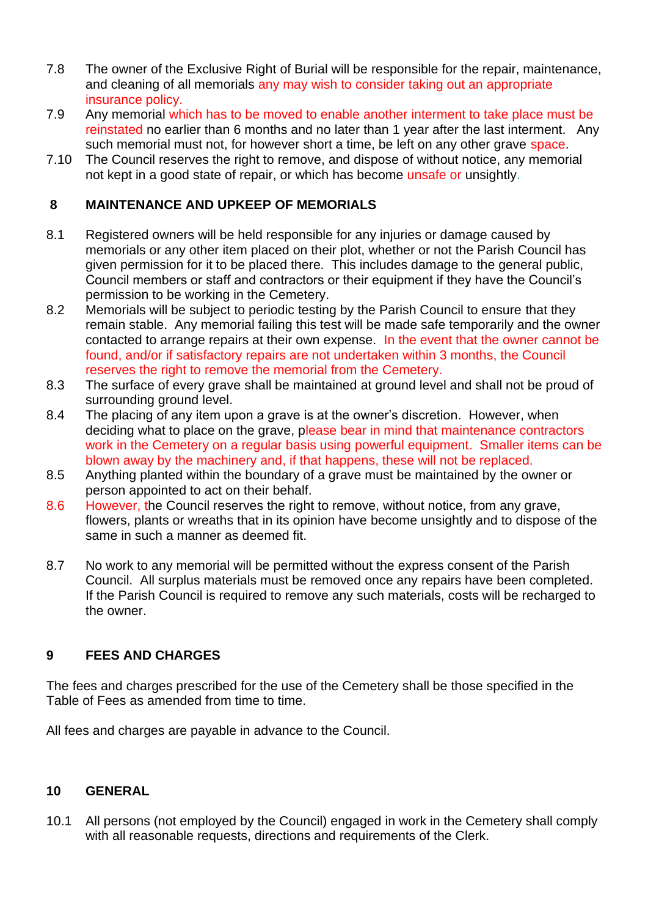7.8 The owner of the Exclusive Right of Burial will be responsible for the repair, maintenance, and cleaning of all memorials any may wish to consider taking out an appropriate insurance policy.

7.9 Any memorial which has to be moved to enable another interment to take place must be reinstated no earlier than 6 months and no later than 1 year after the last interment. Any such memorial must not, for however short a time, be left on any other grave space.

7.10 The Council reserves the right to remove, and dispose of without notice, any memorial not kept in a good state of repair, or which has become unsafe or unsightly.

## 8 MAINTENANCE AND UPKEEP OF MEMORIALS

8.1 Registered owners will be held responsible for any injuries or damage caused by memorials or any other item placed on their plot, whether or not the Parish Council has given permission for it to be placed there. This includes damage to the general public, Council members or staff and contractors or their equipment if they have the Council's permission to be working in the Cemetery.

8.2 Memorials will be subject to periodic testing by the Parish Council to ensure that they remain stable. Any memorial failing this test will be made safe temporarily and the owner contacted to arrange repairs at their own expense. In the event that the owner cannot be found, and/or if satisfactory repairs are not undertaken within 3 months, the Council reserves the right to remove the memorial from the Cemetery.

8.3 The surface of every grave shall be maintained at ground level and shall not be proud of surrounding ground level.

8.4 The placing of any item upon a grave is at the owner's discretion. However, when deciding what to place on the grave, please bear in mind that maintenance contractors work in the Cemetery on a regular basis using powerful equipment. Smaller items can be blown away by the machinery and, if that happens, these will not be replaced.

8.5 Anything planted within the boundary of a grave must be maintained by the owner or person appointed to act on their behalf.

8.6 However, the Council reserves the right to remove, without notice, from any grave, flowers, plants or wreaths that in its opinion have become unsightly and to dispose of the same in such a manner as deemed fit.

8.7 No work to any memorial will be permitted without the express consent of the Parish Council. All surplus materials must be removed once any repairs have been completed. If the Parish Council is required to remove any such materials, costs will be recharged to the owner.

## 9 FEES AND CHARGES

The fees and charges prescribed for the use of the Cemetery shall be those specified in the Table of Fees as amended from time to time.

All fees and charges are payable in advance to the Council.

## 10 GENERAL

10.1 All persons (not employed by the Council) engaged in work in the Cemetery shall comply with all reasonable requests, directions and requirements of the Clerk.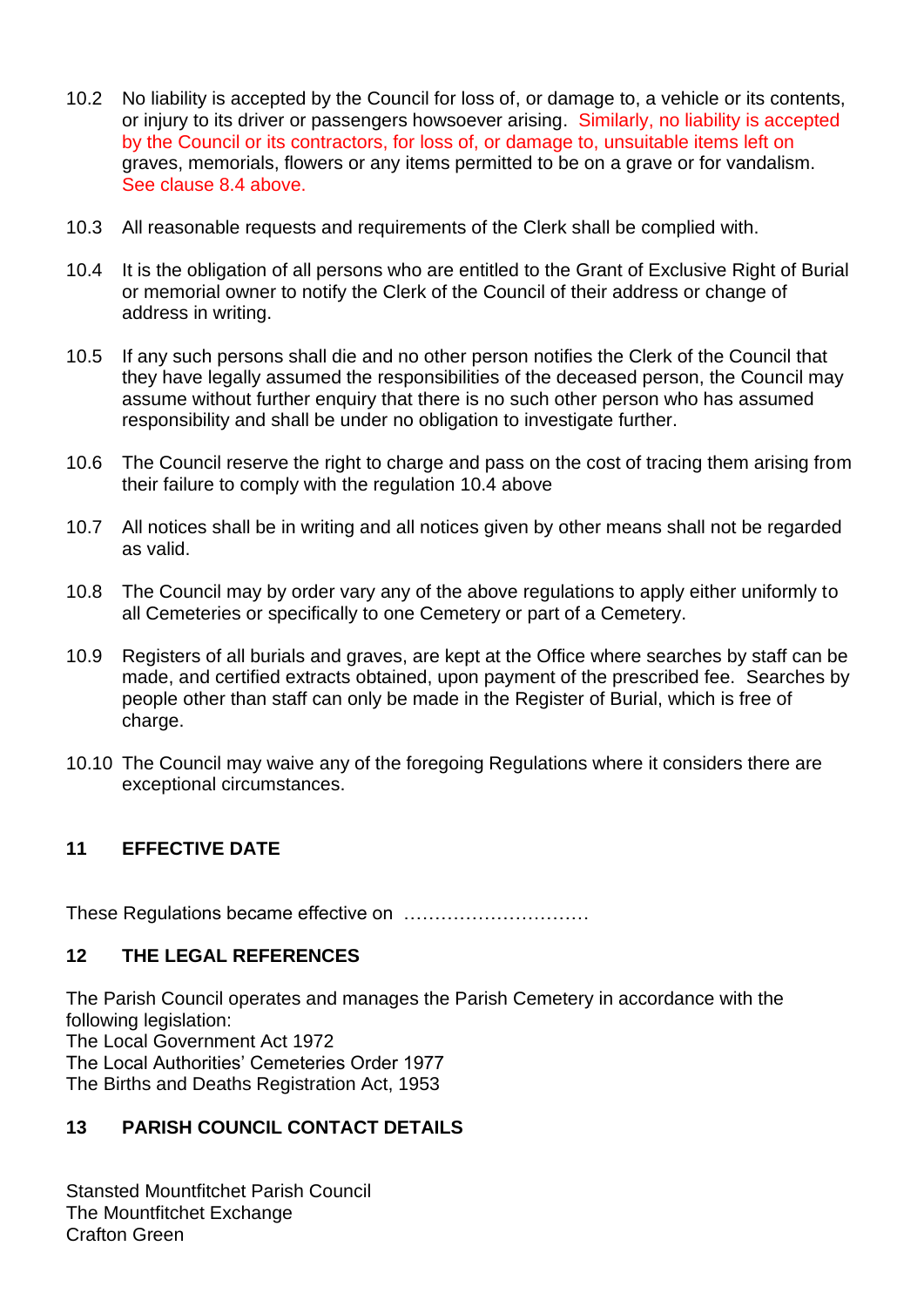10.2 No liability is accepted by the Council for loss of, or damage to, a vehicle or its contents, or injury to its driver or passengers howsoever arising. Similarly, no liability is accepted by the Council or its contractors, for loss of, or damage to, unsuitable items left on graves, memorials, flowers or any items permitted to be on a grave or for vandalism. See clause 8.4 above.

10.3 All reasonable requests and requirements of the Clerk shall be complied with.

10.4 It is the obligation of all persons who are entitled to the Grant of Exclusive Right of Burial or memorial owner to notify the Clerk of the Council of their address or change of address in writing.

10.5 If any such persons shall die and no other person notifies the Clerk of the Council that they have legally assumed the responsibilities of the deceased person, the Council may assume without further enquiry that there is no such other person who has assumed responsibility and shall be under no obligation to investigate further.

10.6 The Council reserve the right to charge and pass on the cost of tracing them arising from their failure to comply with the regulation 10.4 above

10.7 All notices shall be in writing and all notices given by other means shall not be regarded as valid.

10.8 The Council may by order vary any of the above regulations to apply either uniformly to all Cemeteries or specifically to one Cemetery or part of a Cemetery.

10.9 Registers of all burials and graves, are kept at the Office where searches by staff can be made, and certified extracts obtained, upon payment of the prescribed fee. Searches by people other than staff can only be made in the Register of Burial, which is free of charge.

10.10 The Council may waive any of the foregoing Regulations where it considers there are exceptional circumstances.

## 11 EFFECTIVE DATE

These Regulations became effective on …………………………

## 12 THE LEGAL REFERENCES

The Parish Council operates and manages the Parish Cemetery in accordance with the following legislation:
The Local Government Act 1972
The Local Authorities' Cemeteries Order 1977
The Births and Deaths Registration Act, 1953

## 13 PARISH COUNCIL CONTACT DETAILS

Stansted Mountfitchet Parish Council
The Mountfitchet Exchange
Crafton Green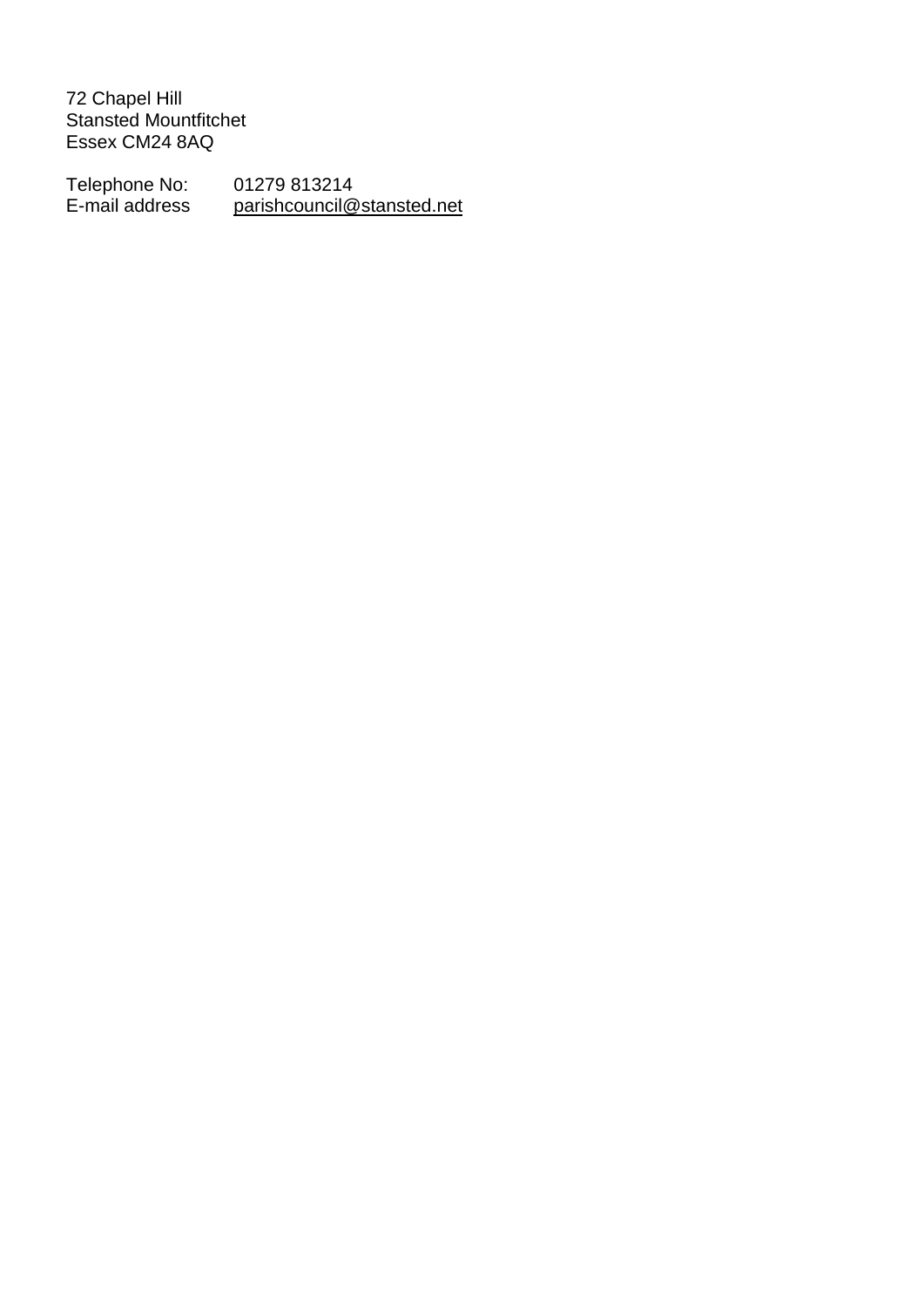72 Chapel Hill
Stansted Mountfitchet
Essex CM24 8AQ

Telephone No: 01279 813214
E-mail address parishcouncil@stansted.net